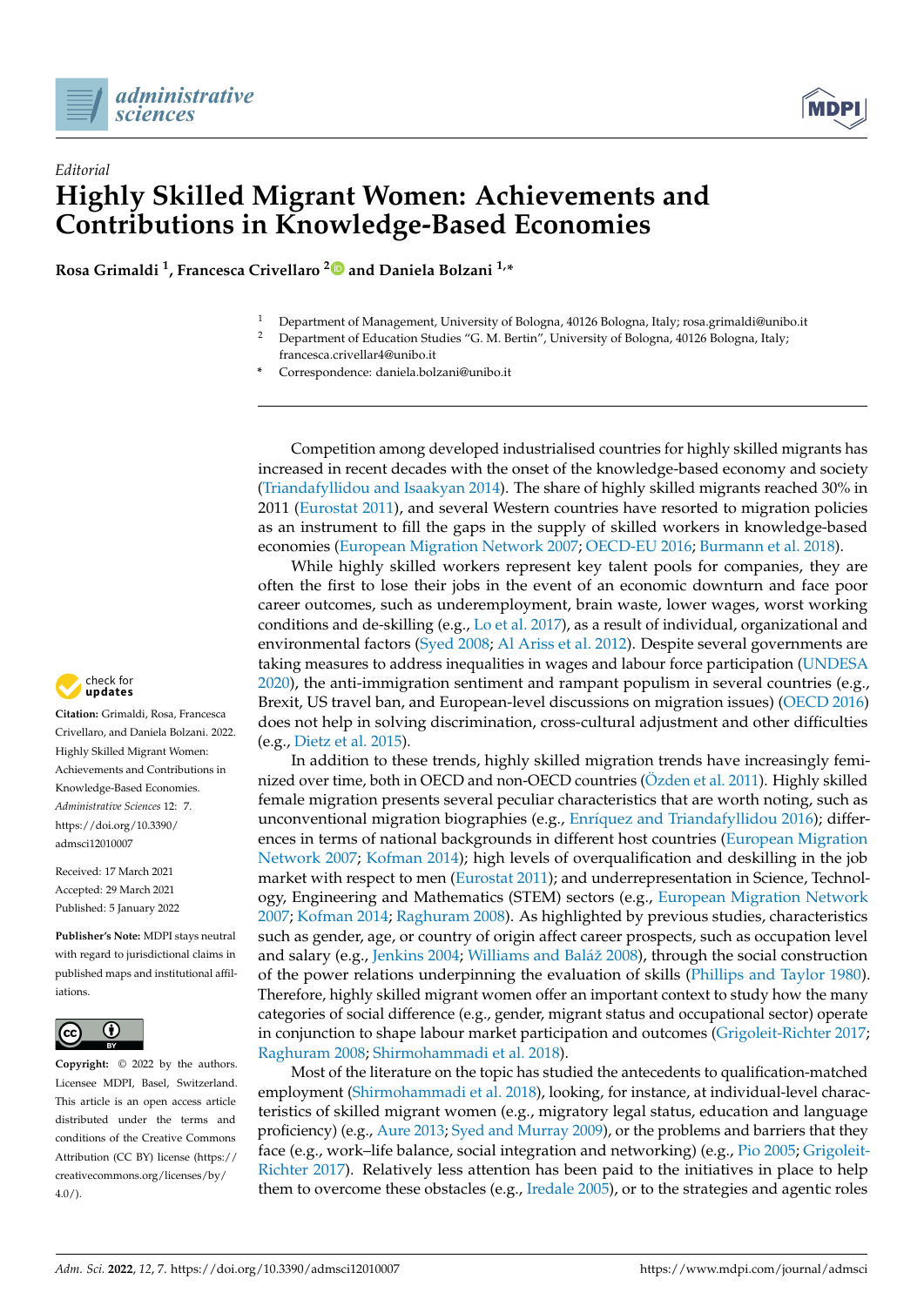*Editorial*

# Highly Skilled Migrant Women: Achievements and Contributions in Knowledge-Based Economies

**Rosa Grimaldi [1], Francesca Crivellaro [2] and Daniela Bolzani [1,*]**

[1] Department of Management, University of Bologna, 40126 Bologna, Italy; rosa.grimaldi@unibo.it
[2] Department of Education Studies "G. M. Bertin", University of Bologna, 40126 Bologna, Italy; francesca.crivellar4@unibo.it
* Correspondence: daniela.bolzani@unibo.it

**Citation:** Grimaldi, Rosa, Francesca Crivellaro, and Daniela Bolzani. 2022. Highly Skilled Migrant Women: Achievements and Contributions in Knowledge-Based Economies. *Administrative Sciences* 12: 7. https://doi.org/10.3390/admsci12010007

Received: 17 March 2021
Accepted: 29 March 2021
Published: 5 January 2022

**Publisher's Note:** MDPI stays neutral with regard to jurisdictional claims in published maps and institutional affiliations.

**Copyright:** © 2022 by the authors. Licensee MDPI, Basel, Switzerland. This article is an open access article distributed under the terms and conditions of the Creative Commons Attribution (CC BY) license (https://creativecommons.org/licenses/by/4.0/).

Competition among developed industrialised countries for highly skilled migrants has increased in recent decades with the onset of the knowledge-based economy and society (Triandafyllidou and Isaakyan 2014). The share of highly skilled migrants reached 30% in 2011 (Eurostat 2011), and several Western countries have resorted to migration policies as an instrument to fill the gaps in the supply of skilled workers in knowledge-based economies (European Migration Network 2007; OECD-EU 2016; Burmann et al. 2018).

While highly skilled workers represent key talent pools for companies, they are often the first to lose their jobs in the event of an economic downturn and face poor career outcomes, such as underemployment, brain waste, lower wages, worst working conditions and de-skilling (e.g., Lo et al. 2017), as a result of individual, organizational and environmental factors (Syed 2008; Al Ariss et al. 2012). Despite several governments are taking measures to address inequalities in wages and labour force participation (UNDESA 2020), the anti-immigration sentiment and rampant populism in several countries (e.g., Brexit, US travel ban, and European-level discussions on migration issues) (OECD 2016) does not help in solving discrimination, cross-cultural adjustment and other difficulties (e.g., Dietz et al. 2015).

In addition to these trends, highly skilled migration trends have increasingly feminized over time, both in OECD and non-OECD countries (Özden et al. 2011). Highly skilled female migration presents several peculiar characteristics that are worth noting, such as unconventional migration biographies (e.g., Enríquez and Triandafyllidou 2016); differences in terms of national backgrounds in different host countries (European Migration Network 2007; Kofman 2014); high levels of overqualification and deskilling in the job market with respect to men (Eurostat 2011); and underrepresentation in Science, Technology, Engineering and Mathematics (STEM) sectors (e.g., European Migration Network 2007; Kofman 2014; Raghuram 2008). As highlighted by previous studies, characteristics such as gender, age, or country of origin affect career prospects, such as occupation level and salary (e.g., Jenkins 2004; Williams and Baláž 2008), through the social construction of the power relations underpinning the evaluation of skills (Phillips and Taylor 1980). Therefore, highly skilled migrant women offer an important context to study how the many categories of social difference (e.g., gender, migrant status and occupational sector) operate in conjunction to shape labour market participation and outcomes (Grigoleit-Richter 2017; Raghuram 2008; Shirmohammadi et al. 2018).

Most of the literature on the topic has studied the antecedents to qualification-matched employment (Shirmohammadi et al. 2018), looking, for instance, at individual-level characteristics of skilled migrant women (e.g., migratory legal status, education and language proficiency) (e.g., Aure 2013; Syed and Murray 2009), or the problems and barriers that they face (e.g., work–life balance, social integration and networking) (e.g., Pio 2005; Grigoleit-Richter 2017). Relatively less attention has been paid to the initiatives in place to help them to overcome these obstacles (e.g., Iredale 2005), or to the strategies and agentic roles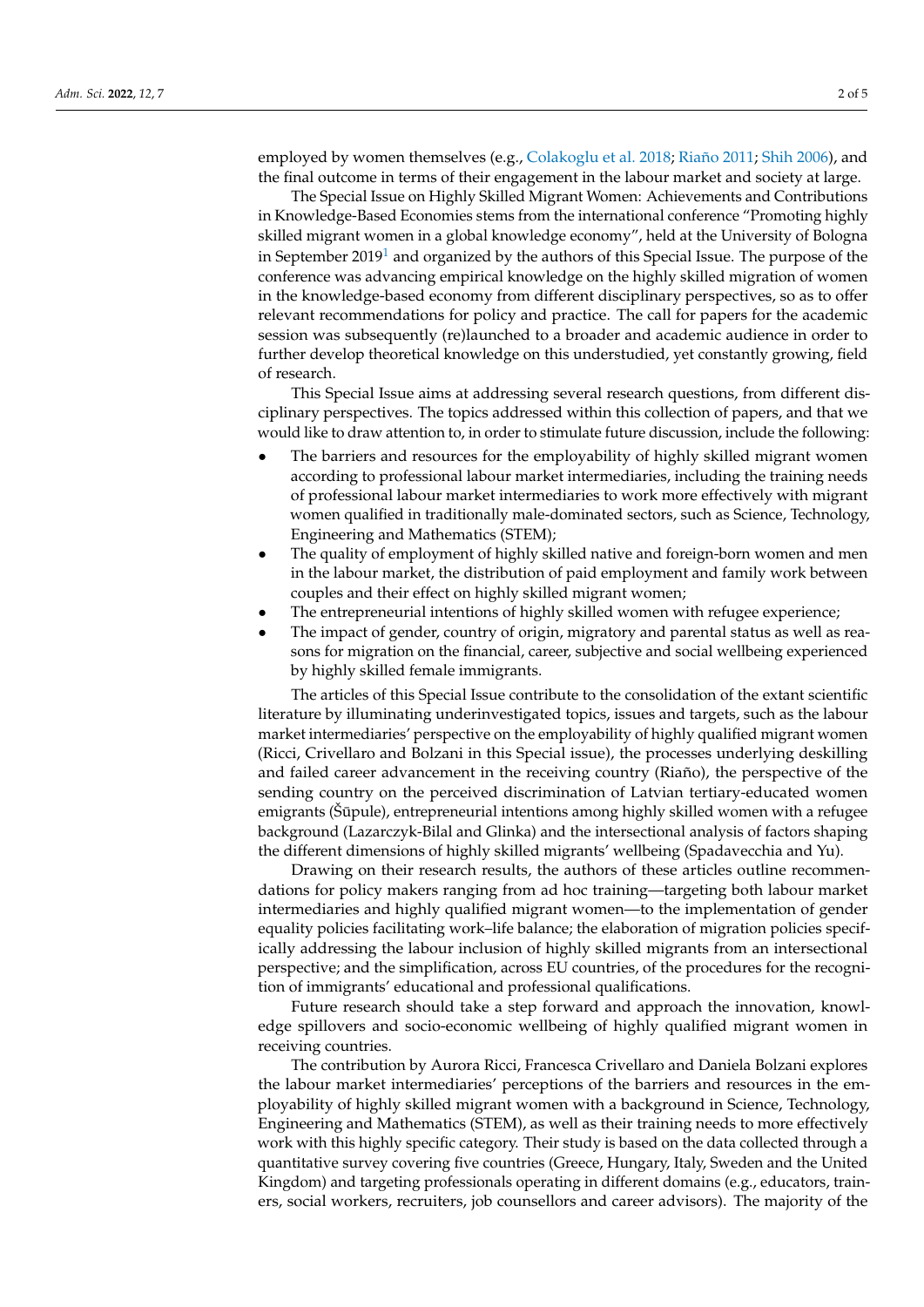employed by women themselves (e.g., Colakoglu et al. 2018; Riaño 2011; Shih 2006), and the final outcome in terms of their engagement in the labour market and society at large.

The Special Issue on Highly Skilled Migrant Women: Achievements and Contributions in Knowledge-Based Economies stems from the international conference "Promoting highly skilled migrant women in a global knowledge economy", held at the University of Bologna in September 2019[1] and organized by the authors of this Special Issue. The purpose of the conference was advancing empirical knowledge on the highly skilled migration of women in the knowledge-based economy from different disciplinary perspectives, so as to offer relevant recommendations for policy and practice. The call for papers for the academic session was subsequently (re)launched to a broader and academic audience in order to further develop theoretical knowledge on this understudied, yet constantly growing, field of research.

This Special Issue aims at addressing several research questions, from different disciplinary perspectives. The topics addressed within this collection of papers, and that we would like to draw attention to, in order to stimulate future discussion, include the following:

- The barriers and resources for the employability of highly skilled migrant women according to professional labour market intermediaries, including the training needs of professional labour market intermediaries to work more effectively with migrant women qualified in traditionally male-dominated sectors, such as Science, Technology, Engineering and Mathematics (STEM);
- The quality of employment of highly skilled native and foreign-born women and men in the labour market, the distribution of paid employment and family work between couples and their effect on highly skilled migrant women;
- The entrepreneurial intentions of highly skilled women with refugee experience;
- The impact of gender, country of origin, migratory and parental status as well as reasons for migration on the financial, career, subjective and social wellbeing experienced by highly skilled female immigrants.

The articles of this Special Issue contribute to the consolidation of the extant scientific literature by illuminating underinvestigated topics, issues and targets, such as the labour market intermediaries' perspective on the employability of highly qualified migrant women (Ricci, Crivellaro and Bolzani in this Special issue), the processes underlying deskilling and failed career advancement in the receiving country (Riaño), the perspective of the sending country on the perceived discrimination of Latvian tertiary-educated women emigrants (Šūpule), entrepreneurial intentions among highly skilled women with a refugee background (Lazarczyk-Bilal and Glinka) and the intersectional analysis of factors shaping the different dimensions of highly skilled migrants' wellbeing (Spadavecchia and Yu).

Drawing on their research results, the authors of these articles outline recommendations for policy makers ranging from ad hoc training—targeting both labour market intermediaries and highly qualified migrant women—to the implementation of gender equality policies facilitating work–life balance; the elaboration of migration policies specifically addressing the labour inclusion of highly skilled migrants from an intersectional perspective; and the simplification, across EU countries, of the procedures for the recognition of immigrants' educational and professional qualifications.

Future research should take a step forward and approach the innovation, knowledge spillovers and socio-economic wellbeing of highly qualified migrant women in receiving countries.

The contribution by Aurora Ricci, Francesca Crivellaro and Daniela Bolzani explores the labour market intermediaries' perceptions of the barriers and resources in the employability of highly skilled migrant women with a background in Science, Technology, Engineering and Mathematics (STEM), as well as their training needs to more effectively work with this highly specific category. Their study is based on the data collected through a quantitative survey covering five countries (Greece, Hungary, Italy, Sweden and the United Kingdom) and targeting professionals operating in different domains (e.g., educators, trainers, social workers, recruiters, job counsellors and career advisors). The majority of the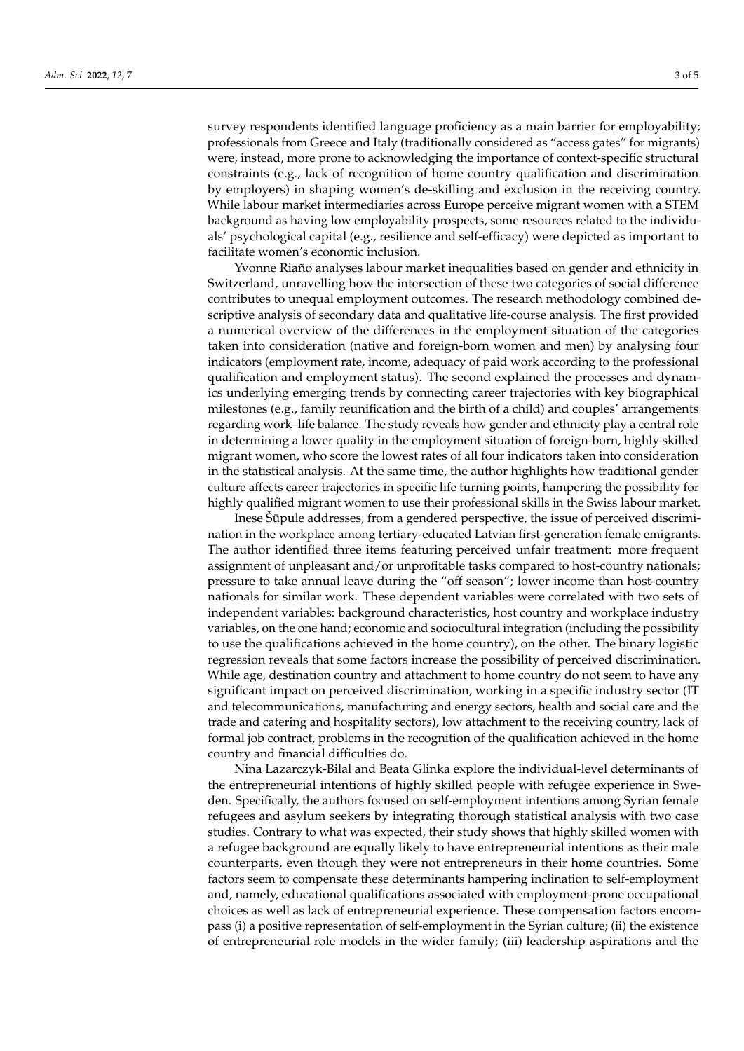survey respondents identified language proficiency as a main barrier for employability; professionals from Greece and Italy (traditionally considered as "access gates" for migrants) were, instead, more prone to acknowledging the importance of context-specific structural constraints (e.g., lack of recognition of home country qualification and discrimination by employers) in shaping women's de-skilling and exclusion in the receiving country. While labour market intermediaries across Europe perceive migrant women with a STEM background as having low employability prospects, some resources related to the individuals' psychological capital (e.g., resilience and self-efficacy) were depicted as important to facilitate women's economic inclusion.

Yvonne Riaño analyses labour market inequalities based on gender and ethnicity in Switzerland, unravelling how the intersection of these two categories of social difference contributes to unequal employment outcomes. The research methodology combined descriptive analysis of secondary data and qualitative life-course analysis. The first provided a numerical overview of the differences in the employment situation of the categories taken into consideration (native and foreign-born women and men) by analysing four indicators (employment rate, income, adequacy of paid work according to the professional qualification and employment status). The second explained the processes and dynamics underlying emerging trends by connecting career trajectories with key biographical milestones (e.g., family reunification and the birth of a child) and couples' arrangements regarding work–life balance. The study reveals how gender and ethnicity play a central role in determining a lower quality in the employment situation of foreign-born, highly skilled migrant women, who score the lowest rates of all four indicators taken into consideration in the statistical analysis. At the same time, the author highlights how traditional gender culture affects career trajectories in specific life turning points, hampering the possibility for highly qualified migrant women to use their professional skills in the Swiss labour market.

Inese Šūpule addresses, from a gendered perspective, the issue of perceived discrimination in the workplace among tertiary-educated Latvian first-generation female emigrants. The author identified three items featuring perceived unfair treatment: more frequent assignment of unpleasant and/or unprofitable tasks compared to host-country nationals; pressure to take annual leave during the "off season"; lower income than host-country nationals for similar work. These dependent variables were correlated with two sets of independent variables: background characteristics, host country and workplace industry variables, on the one hand; economic and sociocultural integration (including the possibility to use the qualifications achieved in the home country), on the other. The binary logistic regression reveals that some factors increase the possibility of perceived discrimination. While age, destination country and attachment to home country do not seem to have any significant impact on perceived discrimination, working in a specific industry sector (IT and telecommunications, manufacturing and energy sectors, health and social care and the trade and catering and hospitality sectors), low attachment to the receiving country, lack of formal job contract, problems in the recognition of the qualification achieved in the home country and financial difficulties do.

Nina Lazarczyk-Bilal and Beata Glinka explore the individual-level determinants of the entrepreneurial intentions of highly skilled people with refugee experience in Sweden. Specifically, the authors focused on self-employment intentions among Syrian female refugees and asylum seekers by integrating thorough statistical analysis with two case studies. Contrary to what was expected, their study shows that highly skilled women with a refugee background are equally likely to have entrepreneurial intentions as their male counterparts, even though they were not entrepreneurs in their home countries. Some factors seem to compensate these determinants hampering inclination to self-employment and, namely, educational qualifications associated with employment-prone occupational choices as well as lack of entrepreneurial experience. These compensation factors encompass (i) a positive representation of self-employment in the Syrian culture; (ii) the existence of entrepreneurial role models in the wider family; (iii) leadership aspirations and the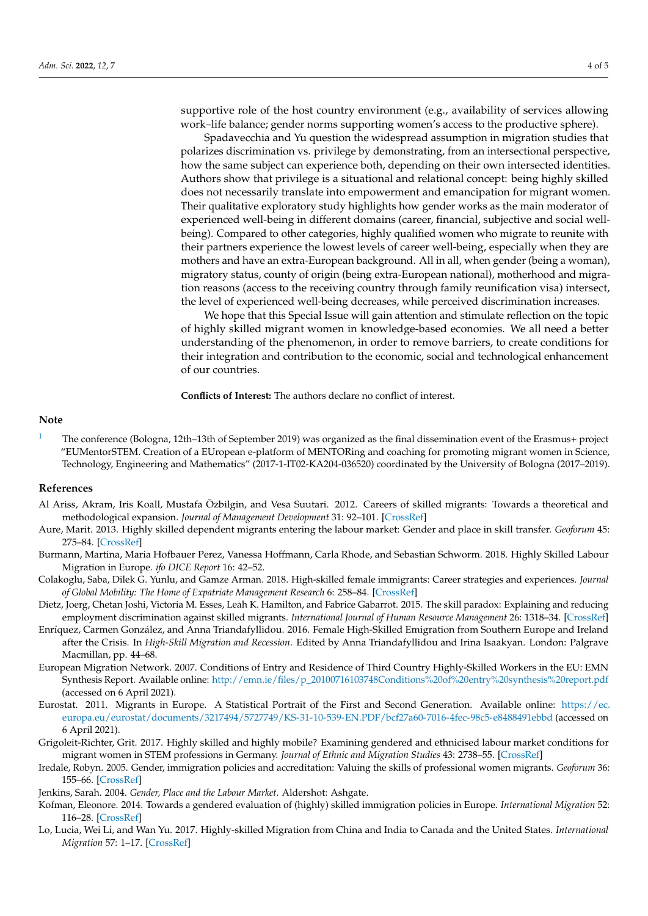supportive role of the host country environment (e.g., availability of services allowing work–life balance; gender norms supporting women's access to the productive sphere).

Spadavecchia and Yu question the widespread assumption in migration studies that polarizes discrimination vs. privilege by demonstrating, from an intersectional perspective, how the same subject can experience both, depending on their own intersected identities. Authors show that privilege is a situational and relational concept: being highly skilled does not necessarily translate into empowerment and emancipation for migrant women. Their qualitative exploratory study highlights how gender works as the main moderator of experienced well-being in different domains (career, financial, subjective and social well-being). Compared to other categories, highly qualified women who migrate to reunite with their partners experience the lowest levels of career well-being, especially when they are mothers and have an extra-European background. All in all, when gender (being a woman), migratory status, county of origin (being extra-European national), motherhood and migration reasons (access to the receiving country through family reunification visa) intersect, the level of experienced well-being decreases, while perceived discrimination increases.

We hope that this Special Issue will gain attention and stimulate reflection on the topic of highly skilled migrant women in knowledge-based economies. We all need a better understanding of the phenomenon, in order to remove barriers, to create conditions for their integration and contribution to the economic, social and technological enhancement of our countries.

**Conflicts of Interest:** The authors declare no conflict of interest.

## Note

[1] The conference (Bologna, 12th–13th of September 2019) was organized as the final dissemination event of the Erasmus+ project "EUMentorSTEM. Creation of a EUropean e-platform of MENTORing and coaching for promoting migrant women in Science, Technology, Engineering and Mathematics" (2017-1-IT02-KA204-036520) coordinated by the University of Bologna (2017–2019).

## References

Al Ariss, Akram, Iris Koall, Mustafa Özbilgin, and Vesa Suutari. 2012. Careers of skilled migrants: Towards a theoretical and methodological expansion. *Journal of Management Development* 31: 92–101. [CrossRef]

Aure, Marit. 2013. Highly skilled dependent migrants entering the labour market: Gender and place in skill transfer. *Geoforum* 45: 275–84. [CrossRef]

Burmann, Martina, Maria Hofbauer Perez, Vanessa Hoffmann, Carla Rhode, and Sebastian Schworm. 2018. Highly Skilled Labour Migration in Europe. *ifo DICE Report* 16: 42–52.

Colakoglu, Saba, Dilek G. Yunlu, and Gamze Arman. 2018. High-skilled female immigrants: Career strategies and experiences. *Journal of Global Mobility: The Home of Expatriate Management Research* 6: 258–84. [CrossRef]

Dietz, Joerg, Chetan Joshi, Victoria M. Esses, Leah K. Hamilton, and Fabrice Gabarrot. 2015. The skill paradox: Explaining and reducing employment discrimination against skilled migrants. *International Journal of Human Resource Management* 26: 1318–34. [CrossRef]

Enríquez, Carmen González, and Anna Triandafyllidou. 2016. Female High-Skilled Emigration from Southern Europe and Ireland after the Crisis. In *High-Skill Migration and Recession*. Edited by Anna Triandafyllidou and Irina Isaakyan. London: Palgrave Macmillan, pp. 44–68.

European Migration Network. 2007. Conditions of Entry and Residence of Third Country Highly-Skilled Workers in the EU: EMN Synthesis Report. Available online: http://emn.ie/files/p_20100716103748Conditions%20of%20entry%20synthesis%20report.pdf (accessed on 6 April 2021).

Eurostat. 2011. Migrants in Europe. A Statistical Portrait of the First and Second Generation. Available online: https://ec.europa.eu/eurostat/documents/3217494/5727749/KS-31-10-539-EN.PDF/bcf27a60-7016-4fec-98c5-e8488491ebbd (accessed on 6 April 2021).

Grigoleit-Richter, Grit. 2017. Highly skilled and highly mobile? Examining gendered and ethnicised labour market conditions for migrant women in STEM professions in Germany. *Journal of Ethnic and Migration Studies* 43: 2738–55. [CrossRef]

Iredale, Robyn. 2005. Gender, immigration policies and accreditation: Valuing the skills of professional women migrants. *Geoforum* 36: 155–66. [CrossRef]

Jenkins, Sarah. 2004. *Gender, Place and the Labour Market*. Aldershot: Ashgate.

Kofman, Eleonore. 2014. Towards a gendered evaluation of (highly) skilled immigration policies in Europe. *International Migration* 52: 116–28. [CrossRef]

Lo, Lucia, Wei Li, and Wan Yu. 2017. Highly-skilled Migration from China and India to Canada and the United States. *International Migration* 57: 1–17. [CrossRef]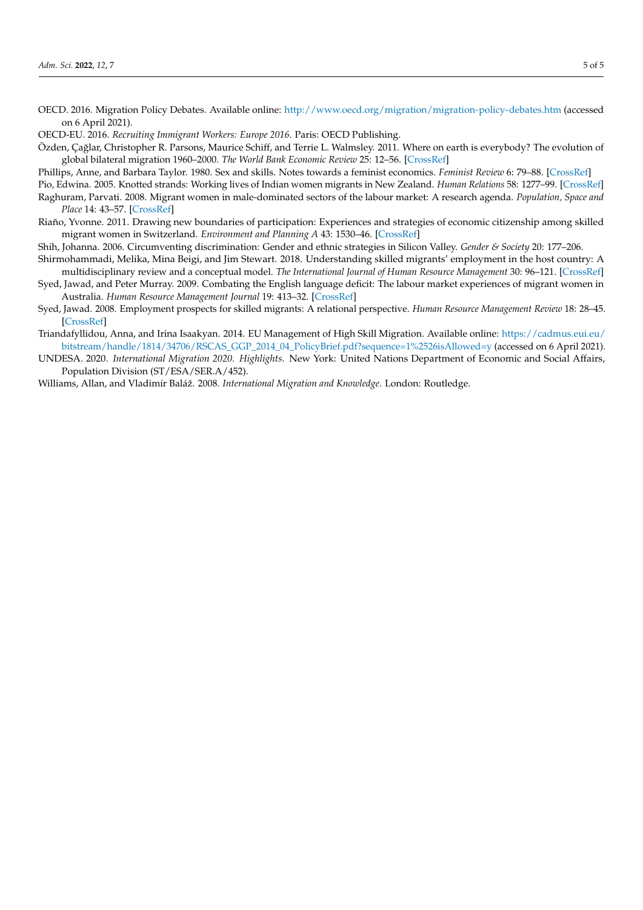OECD. 2016. Migration Policy Debates. Available online: http://www.oecd.org/migration/migration-policy-debates.htm (accessed on 6 April 2021).

OECD-EU. 2016. *Recruiting Immigrant Workers: Europe 2016*. Paris: OECD Publishing.

Özden, Çağlar, Christopher R. Parsons, Maurice Schiff, and Terrie L. Walmsley. 2011. Where on earth is everybody? The evolution of global bilateral migration 1960–2000. *The World Bank Economic Review* 25: 12–56. [CrossRef]

Phillips, Anne, and Barbara Taylor. 1980. Sex and skills. Notes towards a feminist economics. *Feminist Review* 6: 79–88. [CrossRef]

Pio, Edwina. 2005. Knotted strands: Working lives of Indian women migrants in New Zealand. *Human Relations* 58: 1277–99. [CrossRef]

Raghuram, Parvati. 2008. Migrant women in male-dominated sectors of the labour market: A research agenda. *Population, Space and Place* 14: 43–57. [CrossRef]

Riaño, Yvonne. 2011. Drawing new boundaries of participation: Experiences and strategies of economic citizenship among skilled migrant women in Switzerland. *Environment and Planning A* 43: 1530–46. [CrossRef]

Shih, Johanna. 2006. Circumventing discrimination: Gender and ethnic strategies in Silicon Valley. *Gender & Society* 20: 177–206.

Shirmohammadi, Melika, Mina Beigi, and Jim Stewart. 2018. Understanding skilled migrants' employment in the host country: A multidisciplinary review and a conceptual model. *The International Journal of Human Resource Management* 30: 96–121. [CrossRef]

Syed, Jawad, and Peter Murray. 2009. Combating the English language deficit: The labour market experiences of migrant women in Australia. *Human Resource Management Journal* 19: 413–32. [CrossRef]

Syed, Jawad. 2008. Employment prospects for skilled migrants: A relational perspective. *Human Resource Management Review* 18: 28–45. [CrossRef]

Triandafyllidou, Anna, and Irina Isaakyan. 2014. EU Management of High Skill Migration. Available online: https://cadmus.eui.eu/bitstream/handle/1814/34706/RSCAS_GGP_2014_04_PolicyBrief.pdf?sequence=1%2526isAllowed=y (accessed on 6 April 2021).

UNDESA. 2020. *International Migration 2020. Highlights.* New York: United Nations Department of Economic and Social Affairs, Population Division (ST/ESA/SER.A/452).

Williams, Allan, and Vladimír Baláž. 2008. *International Migration and Knowledge*. London: Routledge.